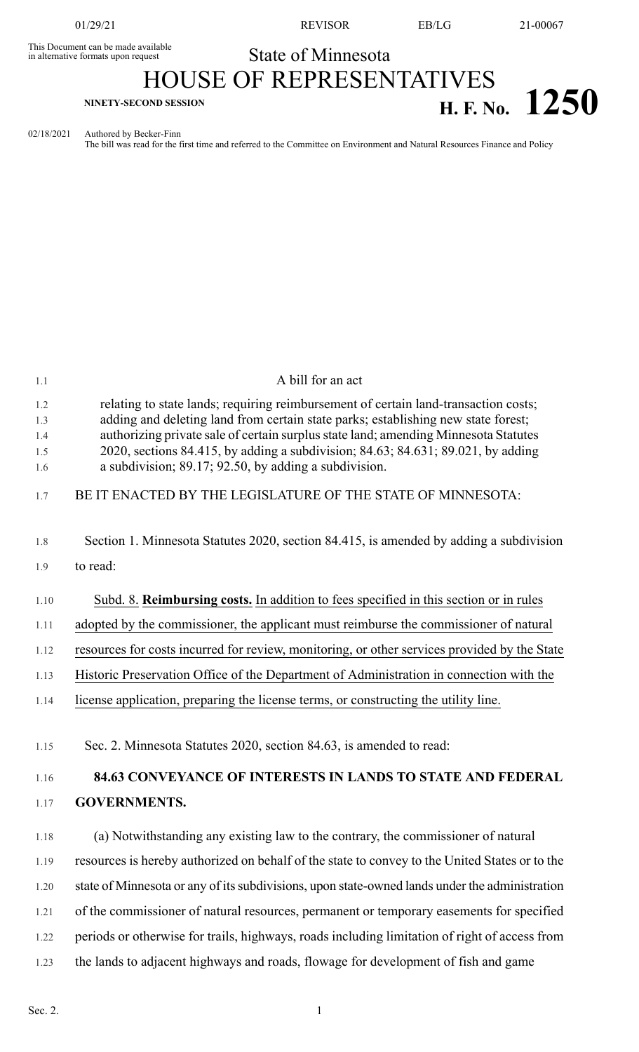This Document can be made available in alternative formats upon request

State of Minnesota

# HOUSE OF REPRESENTATIVES

**NINETY-SECOND SESSION**

**H. F. No. 1250**

02/18/2021 Authored by Becker-Finn
The bill was read for the first time and referred to the Committee on Environment and Natural Resources Finance and Policy

A bill for an act

relating to state lands; requiring reimbursement of certain land-transaction costs; adding and deleting land from certain state parks; establishing new state forest; authorizing private sale of certain surplus state land; amending Minnesota Statutes 2020, sections 84.415, by adding a subdivision; 84.63; 84.631; 89.021, by adding a subdivision; 89.17; 92.50, by adding a subdivision.

BE IT ENACTED BY THE LEGISLATURE OF THE STATE OF MINNESOTA:

Section 1. Minnesota Statutes 2020, section 84.415, is amended by adding a subdivision to read:

Subd. 8. **Reimbursing costs.** In addition to fees specified in this section or in rules adopted by the commissioner, the applicant must reimburse the commissioner of natural resources for costs incurred for review, monitoring, or other services provided by the State Historic Preservation Office of the Department of Administration in connection with the license application, preparing the license terms, or constructing the utility line.

Sec. 2. Minnesota Statutes 2020, section 84.63, is amended to read:

**84.63 CONVEYANCE OF INTERESTS IN LANDS TO STATE AND FEDERAL GOVERNMENTS.**

(a) Notwithstanding any existing law to the contrary, the commissioner of natural resources is hereby authorized on behalf of the state to convey to the United States or to the state of Minnesota or any of its subdivisions, upon state-owned lands under the administration of the commissioner of natural resources, permanent or temporary easements for specified periods or otherwise for trails, highways, roads including limitation of right of access from the lands to adjacent highways and roads, flowage for development of fish and game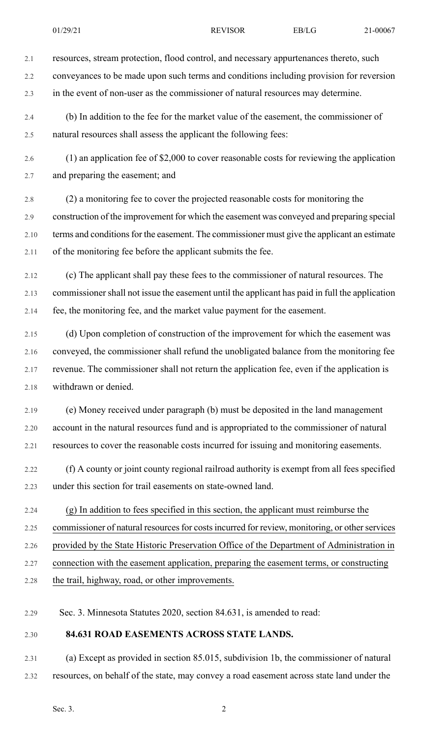resources, stream protection, flood control, and necessary appurtenances thereto, such conveyances to be made upon such terms and conditions including provision for reversion in the event of non-user as the commissioner of natural resources may determine.

(b) In addition to the fee for the market value of the easement, the commissioner of natural resources shall assess the applicant the following fees:

(1) an application fee of $2,000 to cover reasonable costs for reviewing the application and preparing the easement; and

(2) a monitoring fee to cover the projected reasonable costs for monitoring the construction of the improvement for which the easement was conveyed and preparing special terms and conditions for the easement. The commissioner must give the applicant an estimate of the monitoring fee before the applicant submits the fee.

(c) The applicant shall pay these fees to the commissioner of natural resources. The commissioner shall not issue the easement until the applicant has paid in full the application fee, the monitoring fee, and the market value payment for the easement.

(d) Upon completion of construction of the improvement for which the easement was conveyed, the commissioner shall refund the unobligated balance from the monitoring fee revenue. The commissioner shall not return the application fee, even if the application is withdrawn or denied.

(e) Money received under paragraph (b) must be deposited in the land management account in the natural resources fund and is appropriated to the commissioner of natural resources to cover the reasonable costs incurred for issuing and monitoring easements.

(f) A county or joint county regional railroad authority is exempt from all fees specified under this section for trail easements on state-owned land.

<u>(g) In addition to fees specified in this section, the applicant must reimburse the commissioner of natural resources for costs incurred for review, monitoring, or other services provided by the State Historic Preservation Office of the Department of Administration in connection with the easement application, preparing the easement terms, or constructing the trail, highway, road, or other improvements.</u>

Sec. 3. Minnesota Statutes 2020, section 84.631, is amended to read:

**84.631 ROAD EASEMENTS ACROSS STATE LANDS.**

(a) Except as provided in section 85.015, subdivision 1b, the commissioner of natural resources, on behalf of the state, may convey a road easement across state land under the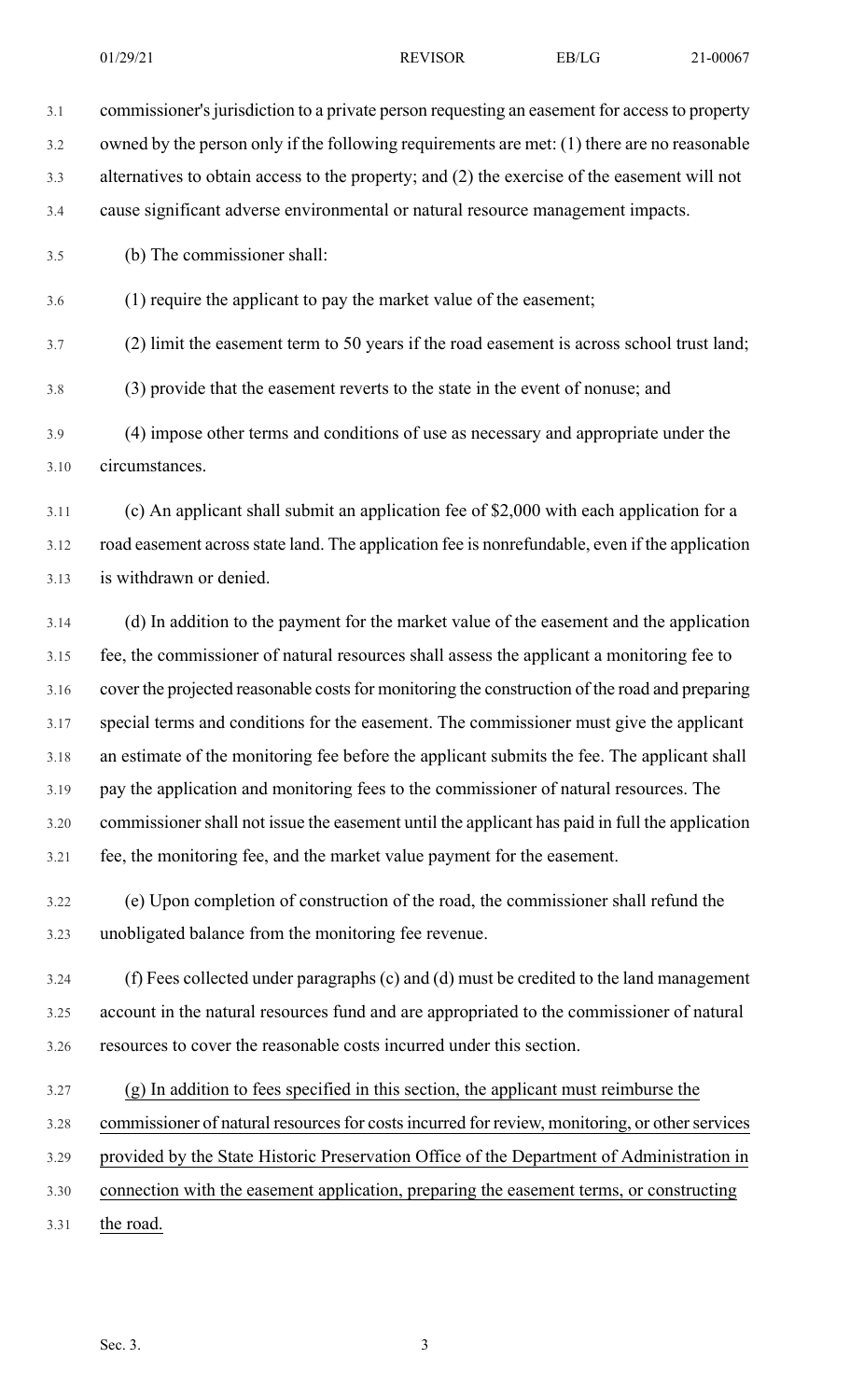commissioner's jurisdiction to a private person requesting an easement for access to property owned by the person only if the following requirements are met: (1) there are no reasonable alternatives to obtain access to the property; and (2) the exercise of the easement will not cause significant adverse environmental or natural resource management impacts.

(b) The commissioner shall:

(1) require the applicant to pay the market value of the easement;

(2) limit the easement term to 50 years if the road easement is across school trust land;

(3) provide that the easement reverts to the state in the event of nonuse; and

(4) impose other terms and conditions of use as necessary and appropriate under the circumstances.

(c) An applicant shall submit an application fee of $2,000 with each application for a road easement across state land. The application fee is nonrefundable, even if the application is withdrawn or denied.

(d) In addition to the payment for the market value of the easement and the application fee, the commissioner of natural resources shall assess the applicant a monitoring fee to cover the projected reasonable costs for monitoring the construction of the road and preparing special terms and conditions for the easement. The commissioner must give the applicant an estimate of the monitoring fee before the applicant submits the fee. The applicant shall pay the application and monitoring fees to the commissioner of natural resources. The commissioner shall not issue the easement until the applicant has paid in full the application fee, the monitoring fee, and the market value payment for the easement.

(e) Upon completion of construction of the road, the commissioner shall refund the unobligated balance from the monitoring fee revenue.

(f) Fees collected under paragraphs (c) and (d) must be credited to the land management account in the natural resources fund and are appropriated to the commissioner of natural resources to cover the reasonable costs incurred under this section.

(g) In addition to fees specified in this section, the applicant must reimburse the commissioner of natural resources for costs incurred for review, monitoring, or other services provided by the State Historic Preservation Office of the Department of Administration in connection with the easement application, preparing the easement terms, or constructing the road.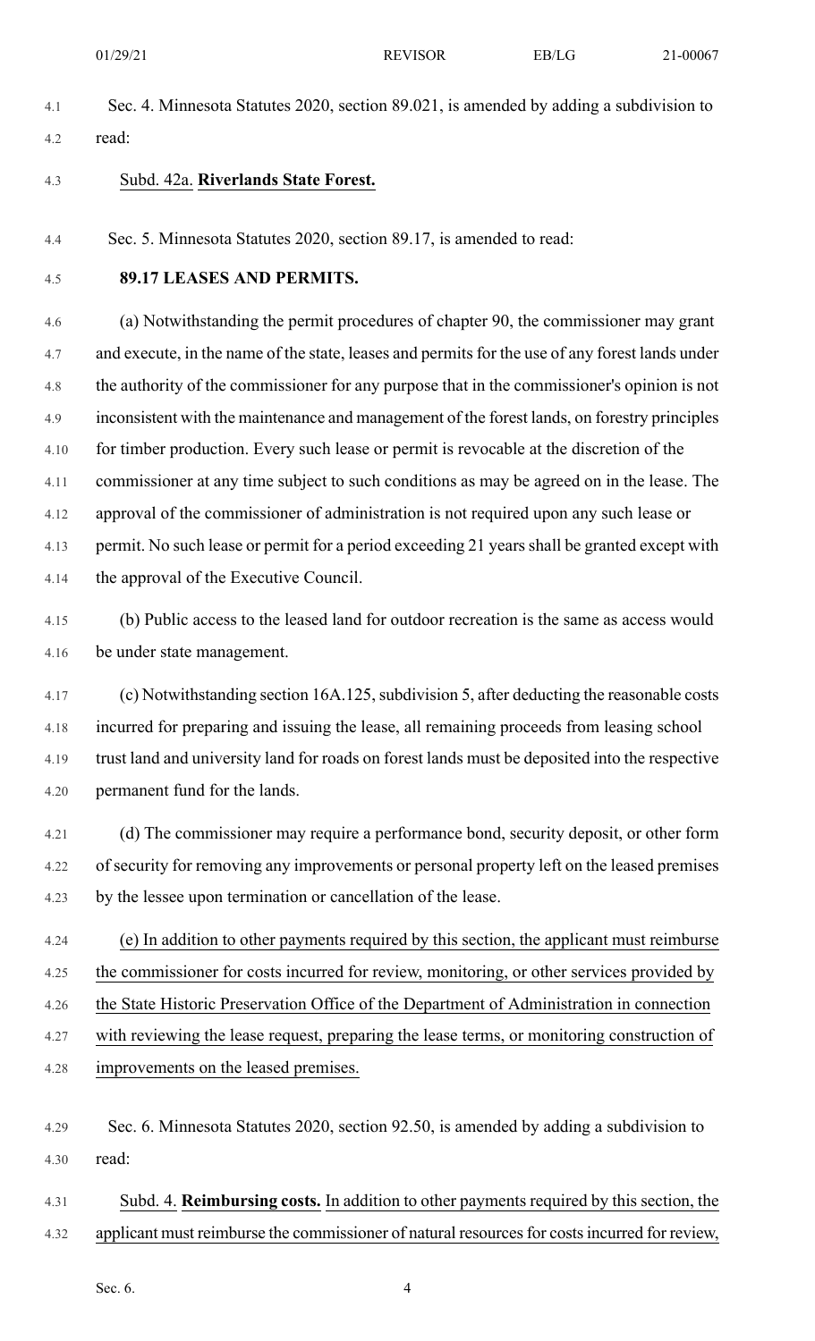Sec. 4. Minnesota Statutes 2020, section 89.021, is amended by adding a subdivision to read:

<u>Subd. 42a.</u> **<u>Riverlands State Forest.</u>**

Sec. 5. Minnesota Statutes 2020, section 89.17, is amended to read:

**89.17 LEASES AND PERMITS.**

(a) Notwithstanding the permit procedures of chapter 90, the commissioner may grant and execute, in the name of the state, leases and permits for the use of any forest lands under the authority of the commissioner for any purpose that in the commissioner's opinion is not inconsistent with the maintenance and management of the forest lands, on forestry principles for timber production. Every such lease or permit is revocable at the discretion of the commissioner at any time subject to such conditions as may be agreed on in the lease. The approval of the commissioner of administration is not required upon any such lease or permit. No such lease or permit for a period exceeding 21 years shall be granted except with the approval of the Executive Council.

(b) Public access to the leased land for outdoor recreation is the same as access would be under state management.

(c) Notwithstanding section 16A.125, subdivision 5, after deducting the reasonable costs incurred for preparing and issuing the lease, all remaining proceeds from leasing school trust land and university land for roads on forest lands must be deposited into the respective permanent fund for the lands.

(d) The commissioner may require a performance bond, security deposit, or other form of security for removing any improvements or personal property left on the leased premises by the lessee upon termination or cancellation of the lease.

<u>(e) In addition to other payments required by this section, the applicant must reimburse the commissioner for costs incurred for review, monitoring, or other services provided by the State Historic Preservation Office of the Department of Administration in connection with reviewing the lease request, preparing the lease terms, or monitoring construction of improvements on the leased premises.</u>

Sec. 6. Minnesota Statutes 2020, section 92.50, is amended by adding a subdivision to read:

<u>Subd. 4.</u> **<u>Reimbursing costs.</u>** <u>In addition to other payments required by this section, the applicant must reimburse the commissioner of natural resources for costs incurred for review,</u>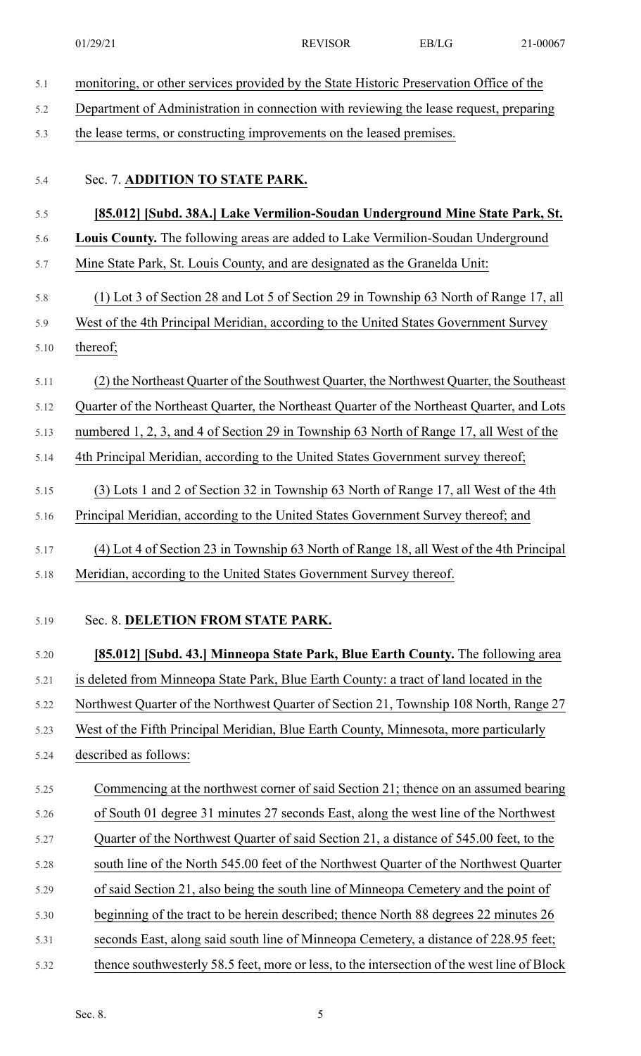monitoring, or other services provided by the State Historic Preservation Office of the Department of Administration in connection with reviewing the lease request, preparing the lease terms, or constructing improvements on the leased premises.

Sec. 7. **ADDITION TO STATE PARK.**

**[85.012] [Subd. 38A.] Lake Vermilion-Soudan Underground Mine State Park, St. Louis County.** The following areas are added to Lake Vermilion-Soudan Underground Mine State Park, St. Louis County, and are designated as the Granelda Unit:

(1) Lot 3 of Section 28 and Lot 5 of Section 29 in Township 63 North of Range 17, all West of the 4th Principal Meridian, according to the United States Government Survey thereof;

(2) the Northeast Quarter of the Southwest Quarter, the Northwest Quarter, the Southeast Quarter of the Northeast Quarter, the Northeast Quarter of the Northeast Quarter, and Lots numbered 1, 2, 3, and 4 of Section 29 in Township 63 North of Range 17, all West of the 4th Principal Meridian, according to the United States Government survey thereof;

(3) Lots 1 and 2 of Section 32 in Township 63 North of Range 17, all West of the 4th Principal Meridian, according to the United States Government Survey thereof; and

(4) Lot 4 of Section 23 in Township 63 North of Range 18, all West of the 4th Principal Meridian, according to the United States Government Survey thereof.

Sec. 8. **DELETION FROM STATE PARK.**

**[85.012] [Subd. 43.] Minneopa State Park, Blue Earth County.** The following area is deleted from Minneopa State Park, Blue Earth County: a tract of land located in the Northwest Quarter of the Northwest Quarter of Section 21, Township 108 North, Range 27 West of the Fifth Principal Meridian, Blue Earth County, Minnesota, more particularly described as follows:

> Commencing at the northwest corner of said Section 21; thence on an assumed bearing of South 01 degree 31 minutes 27 seconds East, along the west line of the Northwest Quarter of the Northwest Quarter of said Section 21, a distance of 545.00 feet, to the south line of the North 545.00 feet of the Northwest Quarter of the Northwest Quarter of said Section 21, also being the south line of Minneopa Cemetery and the point of beginning of the tract to be herein described; thence North 88 degrees 22 minutes 26 seconds East, along said south line of Minneopa Cemetery, a distance of 228.95 feet; thence southwesterly 58.5 feet, more or less, to the intersection of the west line of Block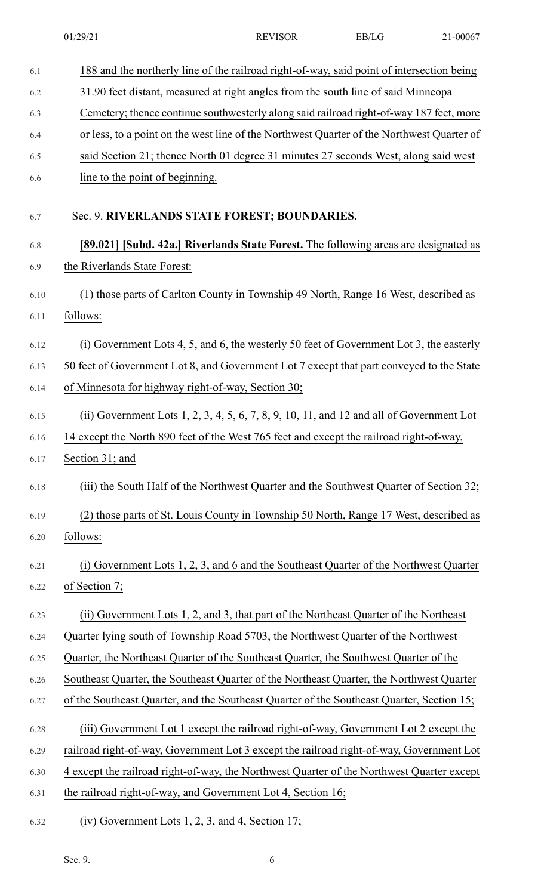188 and the northerly line of the railroad right-of-way, said point of intersection being 31.90 feet distant, measured at right angles from the south line of said Minneopa Cemetery; thence continue southwesterly along said railroad right-of-way 187 feet, more or less, to a point on the west line of the Northwest Quarter of the Northwest Quarter of said Section 21; thence North 01 degree 31 minutes 27 seconds West, along said west line to the point of beginning.

Sec. 9. **RIVERLANDS STATE FOREST; BOUNDARIES.**

**[89.021] [Subd. 42a.] Riverlands State Forest.** The following areas are designated as the Riverlands State Forest:

(1) those parts of Carlton County in Township 49 North, Range 16 West, described as follows:

(i) Government Lots 4, 5, and 6, the westerly 50 feet of Government Lot 3, the easterly 50 feet of Government Lot 8, and Government Lot 7 except that part conveyed to the State of Minnesota for highway right-of-way, Section 30;

(ii) Government Lots 1, 2, 3, 4, 5, 6, 7, 8, 9, 10, 11, and 12 and all of Government Lot 14 except the North 890 feet of the West 765 feet and except the railroad right-of-way, Section 31; and

(iii) the South Half of the Northwest Quarter and the Southwest Quarter of Section 32;

(2) those parts of St. Louis County in Township 50 North, Range 17 West, described as follows:

(i) Government Lots 1, 2, 3, and 6 and the Southeast Quarter of the Northwest Quarter of Section 7;

(ii) Government Lots 1, 2, and 3, that part of the Northeast Quarter of the Northeast Quarter lying south of Township Road 5703, the Northwest Quarter of the Northwest Quarter, the Northeast Quarter of the Southeast Quarter, the Southwest Quarter of the Southeast Quarter, the Southeast Quarter of the Northeast Quarter, the Northwest Quarter of the Southeast Quarter, and the Southeast Quarter of the Southeast Quarter, Section 15;

(iii) Government Lot 1 except the railroad right-of-way, Government Lot 2 except the railroad right-of-way, Government Lot 3 except the railroad right-of-way, Government Lot 4 except the railroad right-of-way, the Northwest Quarter of the Northwest Quarter except the railroad right-of-way, and Government Lot 4, Section 16;

(iv) Government Lots 1, 2, 3, and 4, Section 17;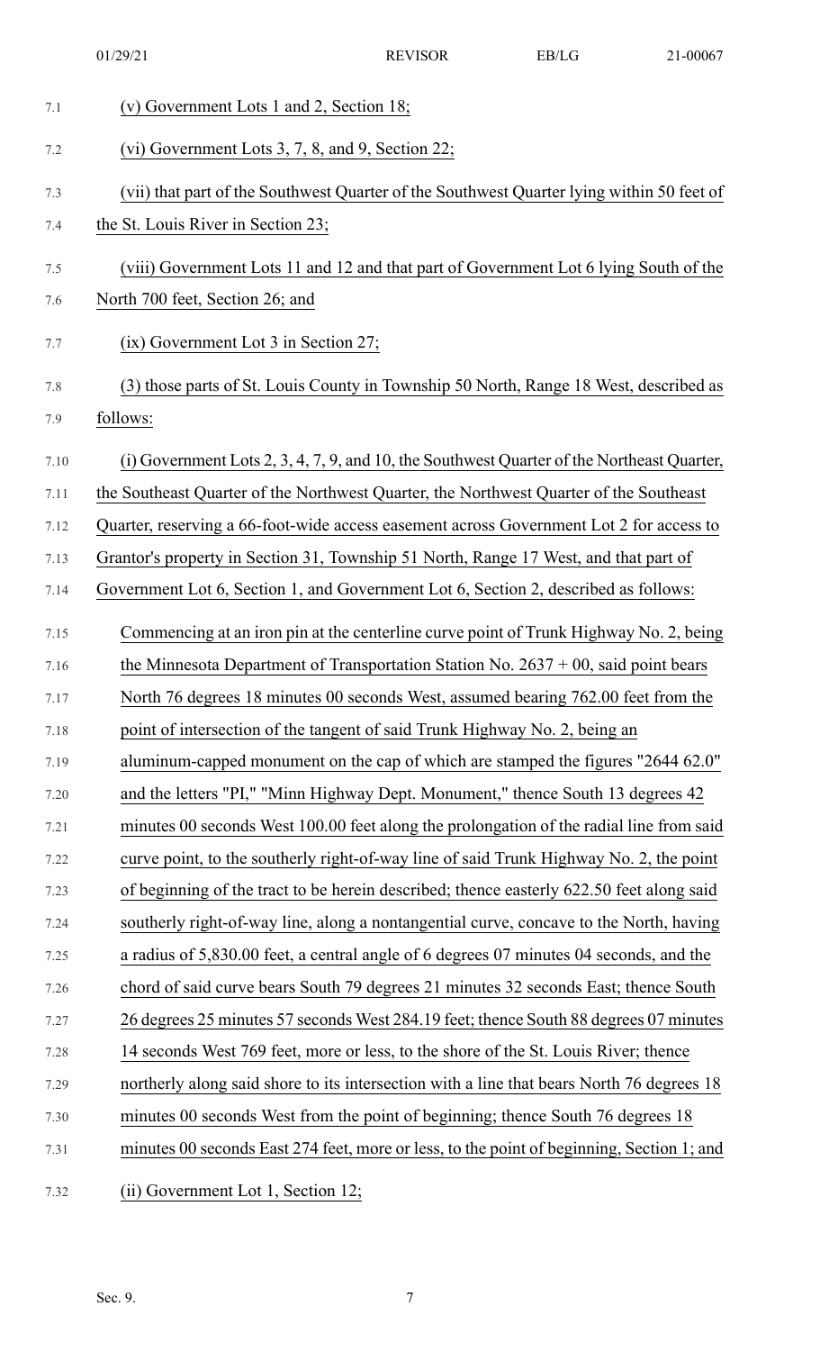(v) Government Lots 1 and 2, Section 18;

(vi) Government Lots 3, 7, 8, and 9, Section 22;

(vii) that part of the Southwest Quarter of the Southwest Quarter lying within 50 feet of the St. Louis River in Section 23;

(viii) Government Lots 11 and 12 and that part of Government Lot 6 lying South of the North 700 feet, Section 26; and

(ix) Government Lot 3 in Section 27;

(3) those parts of St. Louis County in Township 50 North, Range 18 West, described as follows:

(i) Government Lots 2, 3, 4, 7, 9, and 10, the Southwest Quarter of the Northeast Quarter, the Southeast Quarter of the Northwest Quarter, the Northwest Quarter of the Southeast Quarter, reserving a 66-foot-wide access easement across Government Lot 2 for access to Grantor's property in Section 31, Township 51 North, Range 17 West, and that part of Government Lot 6, Section 1, and Government Lot 6, Section 2, described as follows:

> Commencing at an iron pin at the centerline curve point of Trunk Highway No. 2, being the Minnesota Department of Transportation Station No. 2637 + 00, said point bears North 76 degrees 18 minutes 00 seconds West, assumed bearing 762.00 feet from the point of intersection of the tangent of said Trunk Highway No. 2, being an aluminum-capped monument on the cap of which are stamped the figures "2644 62.0" and the letters "PI," "Minn Highway Dept. Monument," thence South 13 degrees 42 minutes 00 seconds West 100.00 feet along the prolongation of the radial line from said curve point, to the southerly right-of-way line of said Trunk Highway No. 2, the point of beginning of the tract to be herein described; thence easterly 622.50 feet along said southerly right-of-way line, along a nontangential curve, concave to the North, having a radius of 5,830.00 feet, a central angle of 6 degrees 07 minutes 04 seconds, and the chord of said curve bears South 79 degrees 21 minutes 32 seconds East; thence South 26 degrees 25 minutes 57 seconds West 284.19 feet; thence South 88 degrees 07 minutes 14 seconds West 769 feet, more or less, to the shore of the St. Louis River; thence northerly along said shore to its intersection with a line that bears North 76 degrees 18 minutes 00 seconds West from the point of beginning; thence South 76 degrees 18 minutes 00 seconds East 274 feet, more or less, to the point of beginning, Section 1; and

(ii) Government Lot 1, Section 12;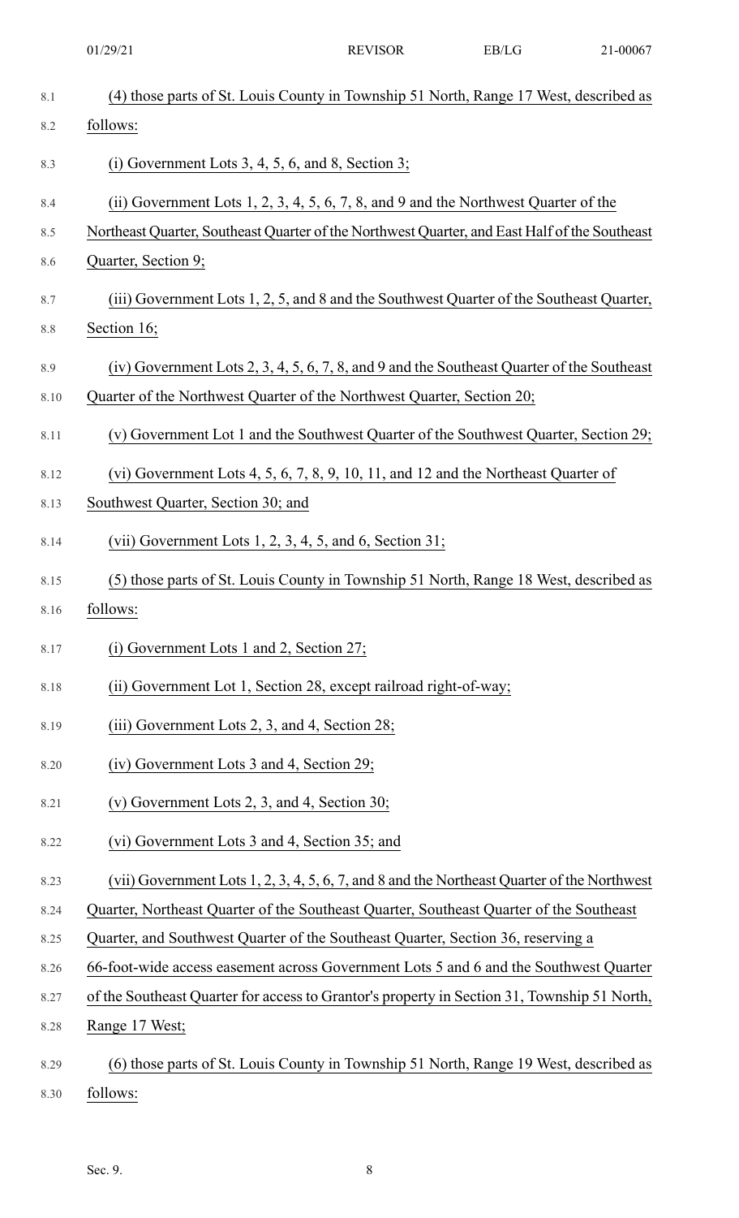(4) those parts of St. Louis County in Township 51 North, Range 17 West, described as follows:

(i) Government Lots 3, 4, 5, 6, and 8, Section 3;

(ii) Government Lots 1, 2, 3, 4, 5, 6, 7, 8, and 9 and the Northwest Quarter of the Northeast Quarter, Southeast Quarter of the Northwest Quarter, and East Half of the Southeast Quarter, Section 9;

(iii) Government Lots 1, 2, 5, and 8 and the Southwest Quarter of the Southeast Quarter, Section 16;

(iv) Government Lots 2, 3, 4, 5, 6, 7, 8, and 9 and the Southeast Quarter of the Southeast Quarter of the Northwest Quarter of the Northwest Quarter, Section 20;

(v) Government Lot 1 and the Southwest Quarter of the Southwest Quarter, Section 29;

(vi) Government Lots 4, 5, 6, 7, 8, 9, 10, 11, and 12 and the Northeast Quarter of Southwest Quarter, Section 30; and

(vii) Government Lots 1, 2, 3, 4, 5, and 6, Section 31;

(5) those parts of St. Louis County in Township 51 North, Range 18 West, described as follows:

(i) Government Lots 1 and 2, Section 27;

(ii) Government Lot 1, Section 28, except railroad right-of-way;

(iii) Government Lots 2, 3, and 4, Section 28;

(iv) Government Lots 3 and 4, Section 29;

(v) Government Lots 2, 3, and 4, Section 30;

(vi) Government Lots 3 and 4, Section 35; and

(vii) Government Lots 1, 2, 3, 4, 5, 6, 7, and 8 and the Northeast Quarter of the Northwest Quarter, Northeast Quarter of the Southeast Quarter, Southeast Quarter of the Southeast Quarter, and Southwest Quarter of the Southeast Quarter, Section 36, reserving a 66-foot-wide access easement across Government Lots 5 and 6 and the Southwest Quarter of the Southeast Quarter for access to Grantor's property in Section 31, Township 51 North, Range 17 West;

(6) those parts of St. Louis County in Township 51 North, Range 19 West, described as follows: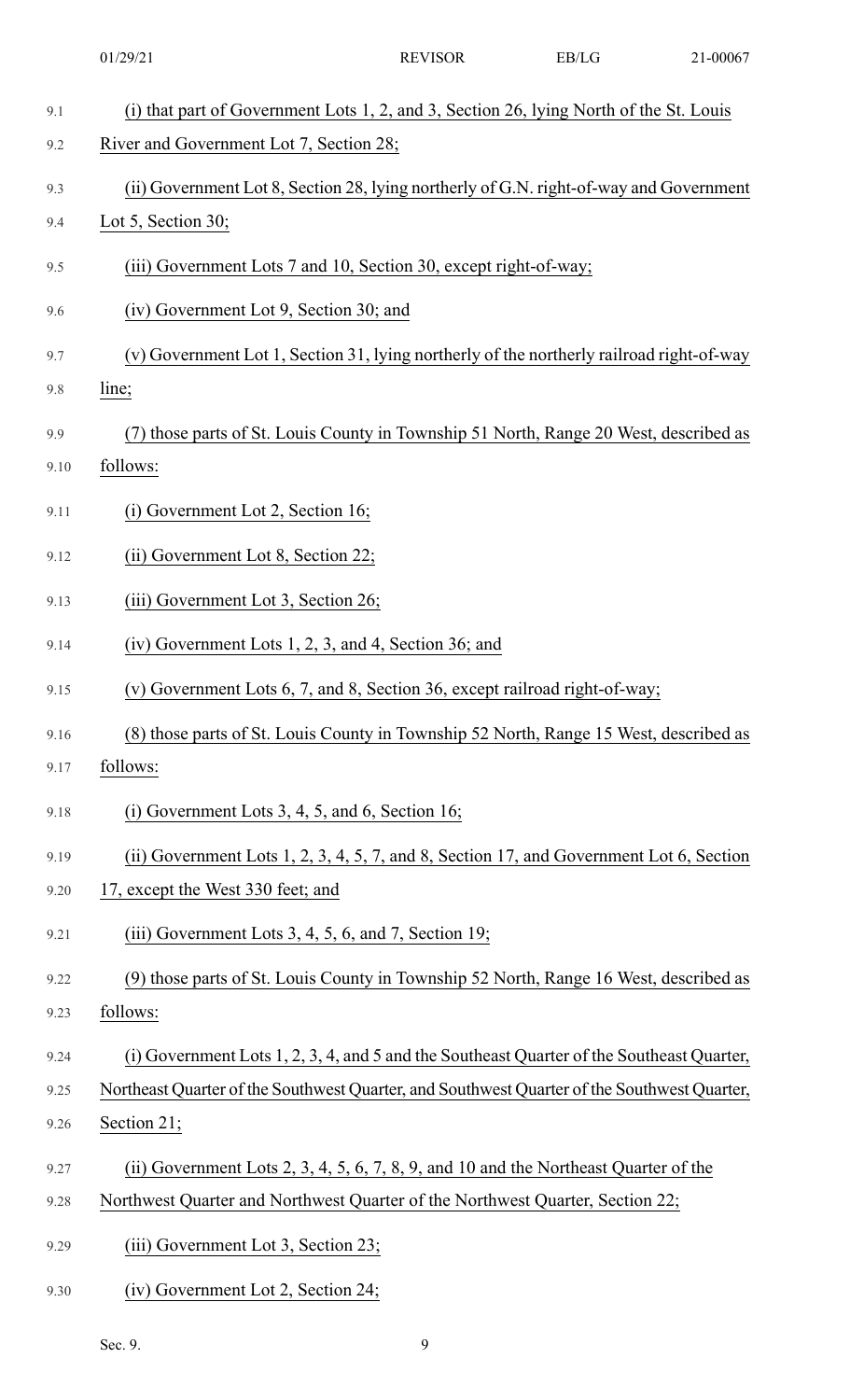(i) that part of Government Lots 1, 2, and 3, Section 26, lying North of the St. Louis River and Government Lot 7, Section 28;

(ii) Government Lot 8, Section 28, lying northerly of G.N. right-of-way and Government Lot 5, Section 30;

(iii) Government Lots 7 and 10, Section 30, except right-of-way;

(iv) Government Lot 9, Section 30; and

(v) Government Lot 1, Section 31, lying northerly of the northerly railroad right-of-way line;

(7) those parts of St. Louis County in Township 51 North, Range 20 West, described as follows:

(i) Government Lot 2, Section 16;

(ii) Government Lot 8, Section 22;

(iii) Government Lot 3, Section 26;

(iv) Government Lots 1, 2, 3, and 4, Section 36; and

(v) Government Lots 6, 7, and 8, Section 36, except railroad right-of-way;

(8) those parts of St. Louis County in Township 52 North, Range 15 West, described as follows:

(i) Government Lots 3, 4, 5, and 6, Section 16;

(ii) Government Lots 1, 2, 3, 4, 5, 7, and 8, Section 17, and Government Lot 6, Section 17, except the West 330 feet; and

(iii) Government Lots 3, 4, 5, 6, and 7, Section 19;

(9) those parts of St. Louis County in Township 52 North, Range 16 West, described as follows:

(i) Government Lots 1, 2, 3, 4, and 5 and the Southeast Quarter of the Southeast Quarter, Northeast Quarter of the Southwest Quarter, and Southwest Quarter of the Southwest Quarter, Section 21;

(ii) Government Lots 2, 3, 4, 5, 6, 7, 8, 9, and 10 and the Northeast Quarter of the Northwest Quarter and Northwest Quarter of the Northwest Quarter, Section 22;

(iii) Government Lot 3, Section 23;

(iv) Government Lot 2, Section 24;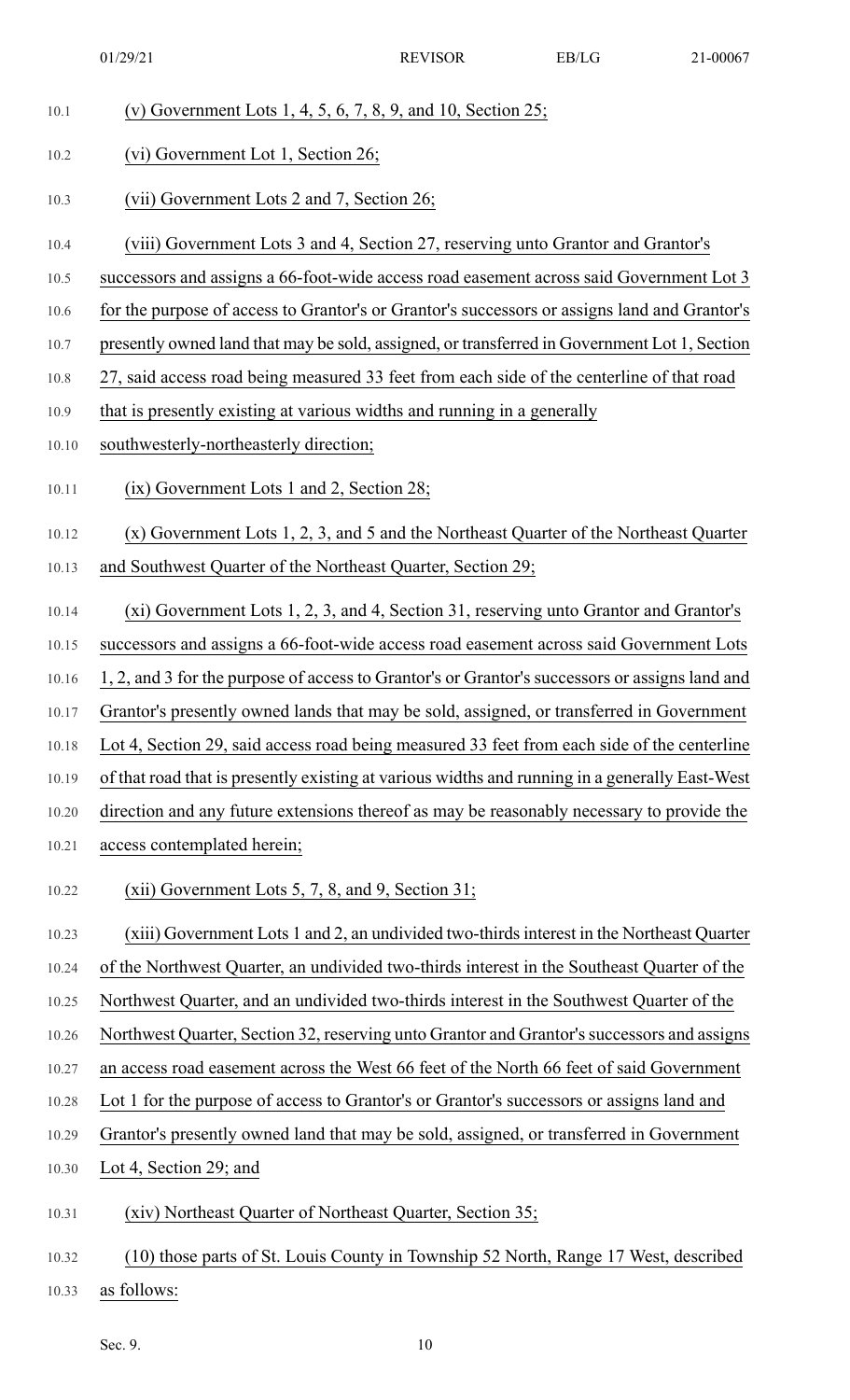(v) Government Lots 1, 4, 5, 6, 7, 8, 9, and 10, Section 25;

(vi) Government Lot 1, Section 26;

(vii) Government Lots 2 and 7, Section 26;

(viii) Government Lots 3 and 4, Section 27, reserving unto Grantor and Grantor's successors and assigns a 66-foot-wide access road easement across said Government Lot 3 for the purpose of access to Grantor's or Grantor's successors or assigns land and Grantor's presently owned land that may be sold, assigned, or transferred in Government Lot 1, Section 27, said access road being measured 33 feet from each side of the centerline of that road that is presently existing at various widths and running in a generally southwesterly-northeasterly direction;

(ix) Government Lots 1 and 2, Section 28;

(x) Government Lots 1, 2, 3, and 5 and the Northeast Quarter of the Northeast Quarter and Southwest Quarter of the Northeast Quarter, Section 29;

(xi) Government Lots 1, 2, 3, and 4, Section 31, reserving unto Grantor and Grantor's successors and assigns a 66-foot-wide access road easement across said Government Lots 1, 2, and 3 for the purpose of access to Grantor's or Grantor's successors or assigns land and Grantor's presently owned lands that may be sold, assigned, or transferred in Government Lot 4, Section 29, said access road being measured 33 feet from each side of the centerline of that road that is presently existing at various widths and running in a generally East-West direction and any future extensions thereof as may be reasonably necessary to provide the access contemplated herein;

(xii) Government Lots 5, 7, 8, and 9, Section 31;

(xiii) Government Lots 1 and 2, an undivided two-thirds interest in the Northeast Quarter of the Northwest Quarter, an undivided two-thirds interest in the Southeast Quarter of the Northwest Quarter, and an undivided two-thirds interest in the Southwest Quarter of the Northwest Quarter, Section 32, reserving unto Grantor and Grantor's successors and assigns an access road easement across the West 66 feet of the North 66 feet of said Government Lot 1 for the purpose of access to Grantor's or Grantor's successors or assigns land and Grantor's presently owned land that may be sold, assigned, or transferred in Government Lot 4, Section 29; and

(xiv) Northeast Quarter of Northeast Quarter, Section 35;

(10) those parts of St. Louis County in Township 52 North, Range 17 West, described as follows: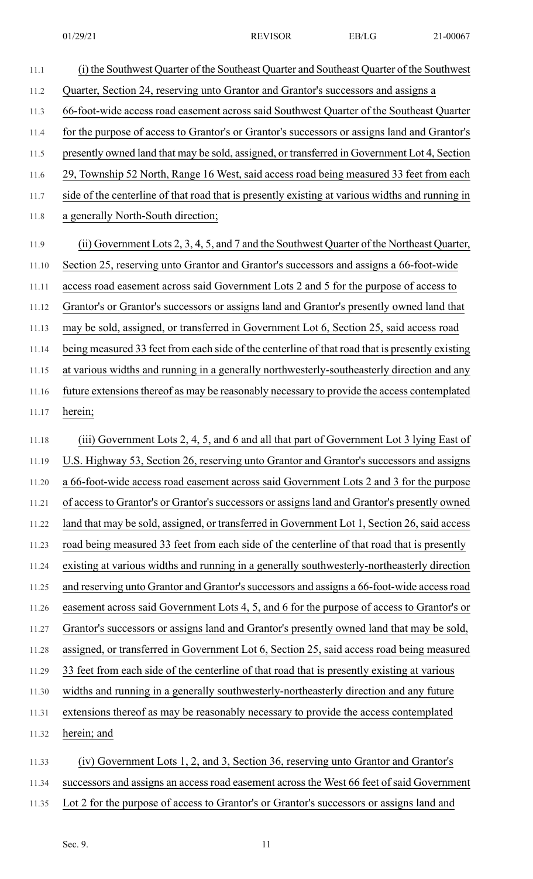(i) the Southwest Quarter of the Southeast Quarter and Southeast Quarter of the Southwest Quarter, Section 24, reserving unto Grantor and Grantor's successors and assigns a 66-foot-wide access road easement across said Southwest Quarter of the Southeast Quarter for the purpose of access to Grantor's or Grantor's successors or assigns land and Grantor's presently owned land that may be sold, assigned, or transferred in Government Lot 4, Section 29, Township 52 North, Range 16 West, said access road being measured 33 feet from each side of the centerline of that road that is presently existing at various widths and running in a generally North-South direction;

(ii) Government Lots 2, 3, 4, 5, and 7 and the Southwest Quarter of the Northeast Quarter, Section 25, reserving unto Grantor and Grantor's successors and assigns a 66-foot-wide access road easement across said Government Lots 2 and 5 for the purpose of access to Grantor's or Grantor's successors or assigns land and Grantor's presently owned land that may be sold, assigned, or transferred in Government Lot 6, Section 25, said access road being measured 33 feet from each side of the centerline of that road that is presently existing at various widths and running in a generally northwesterly-southeasterly direction and any future extensions thereof as may be reasonably necessary to provide the access contemplated herein;

(iii) Government Lots 2, 4, 5, and 6 and all that part of Government Lot 3 lying East of U.S. Highway 53, Section 26, reserving unto Grantor and Grantor's successors and assigns a 66-foot-wide access road easement across said Government Lots 2 and 3 for the purpose of access to Grantor's or Grantor's successors or assigns land and Grantor's presently owned land that may be sold, assigned, or transferred in Government Lot 1, Section 26, said access road being measured 33 feet from each side of the centerline of that road that is presently existing at various widths and running in a generally southwesterly-northeasterly direction and reserving unto Grantor and Grantor's successors and assigns a 66-foot-wide access road easement across said Government Lots 4, 5, and 6 for the purpose of access to Grantor's or Grantor's successors or assigns land and Grantor's presently owned land that may be sold, assigned, or transferred in Government Lot 6, Section 25, said access road being measured 33 feet from each side of the centerline of that road that is presently existing at various widths and running in a generally southwesterly-northeasterly direction and any future extensions thereof as may be reasonably necessary to provide the access contemplated herein; and

(iv) Government Lots 1, 2, and 3, Section 36, reserving unto Grantor and Grantor's successors and assigns an access road easement across the West 66 feet of said Government Lot 2 for the purpose of access to Grantor's or Grantor's successors or assigns land and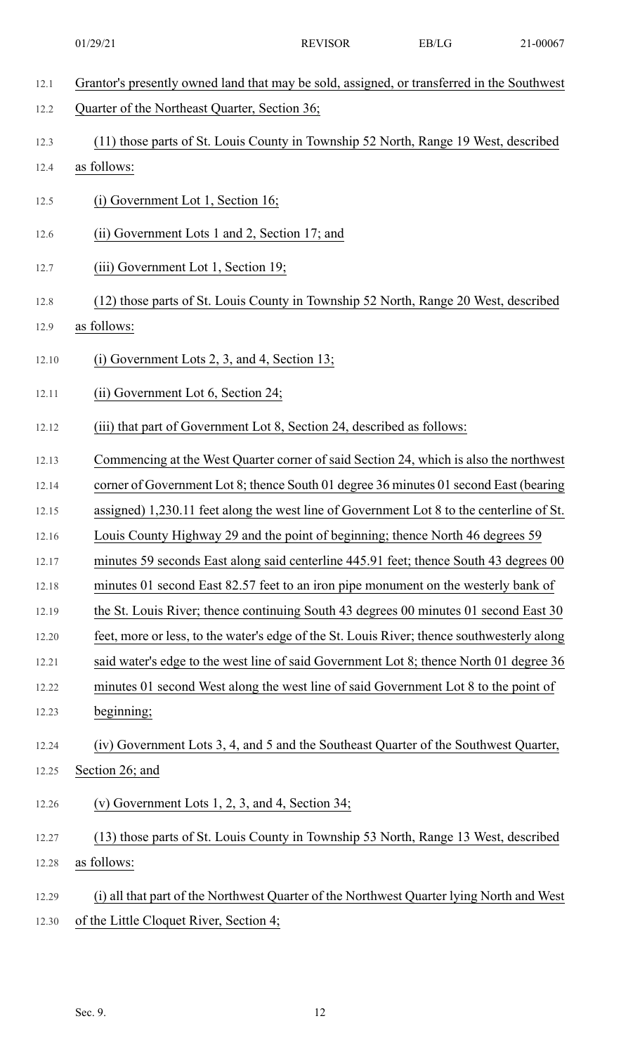Grantor's presently owned land that may be sold, assigned, or transferred in the Southwest Quarter of the Northeast Quarter, Section 36;

(11) those parts of St. Louis County in Township 52 North, Range 19 West, described as follows:

(i) Government Lot 1, Section 16;

(ii) Government Lots 1 and 2, Section 17; and

(iii) Government Lot 1, Section 19;

(12) those parts of St. Louis County in Township 52 North, Range 20 West, described as follows:

(i) Government Lots 2, 3, and 4, Section 13;

(ii) Government Lot 6, Section 24;

(iii) that part of Government Lot 8, Section 24, described as follows:

Commencing at the West Quarter corner of said Section 24, which is also the northwest corner of Government Lot 8; thence South 01 degree 36 minutes 01 second East (bearing assigned) 1,230.11 feet along the west line of Government Lot 8 to the centerline of St. Louis County Highway 29 and the point of beginning; thence North 46 degrees 59 minutes 59 seconds East along said centerline 445.91 feet; thence South 43 degrees 00 minutes 01 second East 82.57 feet to an iron pipe monument on the westerly bank of the St. Louis River; thence continuing South 43 degrees 00 minutes 01 second East 30 feet, more or less, to the water's edge of the St. Louis River; thence southwesterly along said water's edge to the west line of said Government Lot 8; thence North 01 degree 36 minutes 01 second West along the west line of said Government Lot 8 to the point of beginning;

(iv) Government Lots 3, 4, and 5 and the Southeast Quarter of the Southwest Quarter, Section 26; and

(v) Government Lots 1, 2, 3, and 4, Section 34;

(13) those parts of St. Louis County in Township 53 North, Range 13 West, described as follows:

(i) all that part of the Northwest Quarter of the Northwest Quarter lying North and West of the Little Cloquet River, Section 4;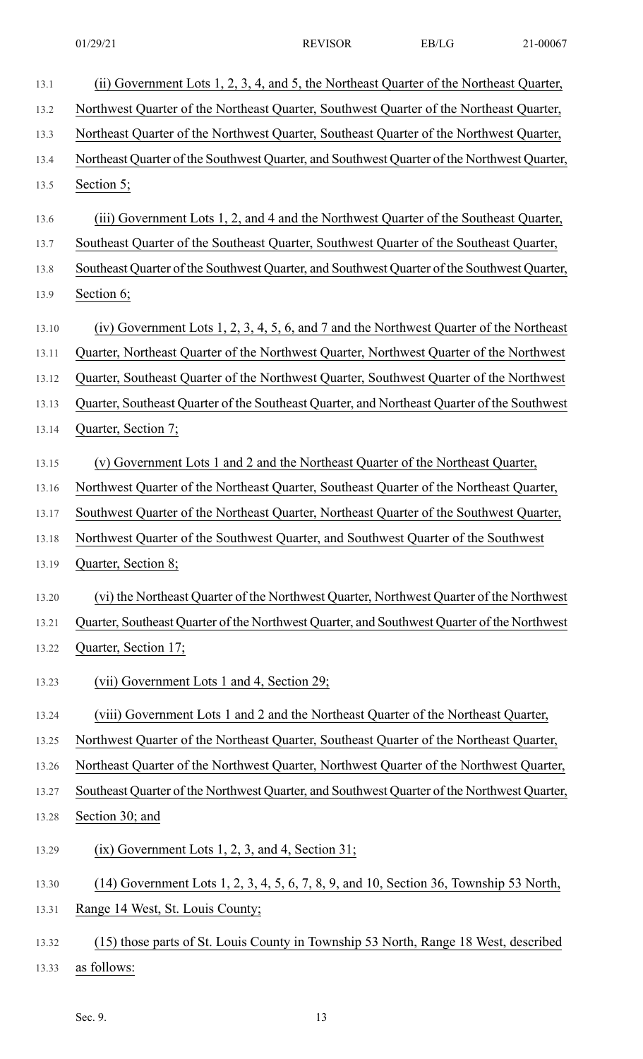(ii) Government Lots 1, 2, 3, 4, and 5, the Northeast Quarter of the Northeast Quarter, Northwest Quarter of the Northeast Quarter, Southwest Quarter of the Northeast Quarter, Northeast Quarter of the Northwest Quarter, Southeast Quarter of the Northwest Quarter, Northeast Quarter of the Southwest Quarter, and Southwest Quarter of the Northwest Quarter, Section 5;

(iii) Government Lots 1, 2, and 4 and the Northwest Quarter of the Southeast Quarter, Southeast Quarter of the Southeast Quarter, Southwest Quarter of the Southeast Quarter, Southeast Quarter of the Southwest Quarter, and Southwest Quarter of the Southwest Quarter, Section 6;

(iv) Government Lots 1, 2, 3, 4, 5, 6, and 7 and the Northwest Quarter of the Northeast Quarter, Northeast Quarter of the Northwest Quarter, Northwest Quarter of the Northwest Quarter, Southeast Quarter of the Northwest Quarter, Southwest Quarter of the Northwest Quarter, Southeast Quarter of the Southeast Quarter, and Northeast Quarter of the Southwest Quarter, Section 7;

(v) Government Lots 1 and 2 and the Northeast Quarter of the Northeast Quarter, Northwest Quarter of the Northeast Quarter, Southeast Quarter of the Northeast Quarter, Southwest Quarter of the Northeast Quarter, Northeast Quarter of the Southwest Quarter, Northwest Quarter of the Southwest Quarter, and Southwest Quarter of the Southwest Quarter, Section 8;

(vi) the Northeast Quarter of the Northwest Quarter, Northwest Quarter of the Northwest Quarter, Southeast Quarter of the Northwest Quarter, and Southwest Quarter of the Northwest Quarter, Section 17;

(vii) Government Lots 1 and 4, Section 29;

(viii) Government Lots 1 and 2 and the Northeast Quarter of the Northeast Quarter, Northwest Quarter of the Northeast Quarter, Southeast Quarter of the Northeast Quarter, Northeast Quarter of the Northwest Quarter, Northwest Quarter of the Northwest Quarter, Southeast Quarter of the Northwest Quarter, and Southwest Quarter of the Northwest Quarter, Section 30; and

(ix) Government Lots 1, 2, 3, and 4, Section 31;

(14) Government Lots 1, 2, 3, 4, 5, 6, 7, 8, 9, and 10, Section 36, Township 53 North, Range 14 West, St. Louis County;

(15) those parts of St. Louis County in Township 53 North, Range 18 West, described as follows: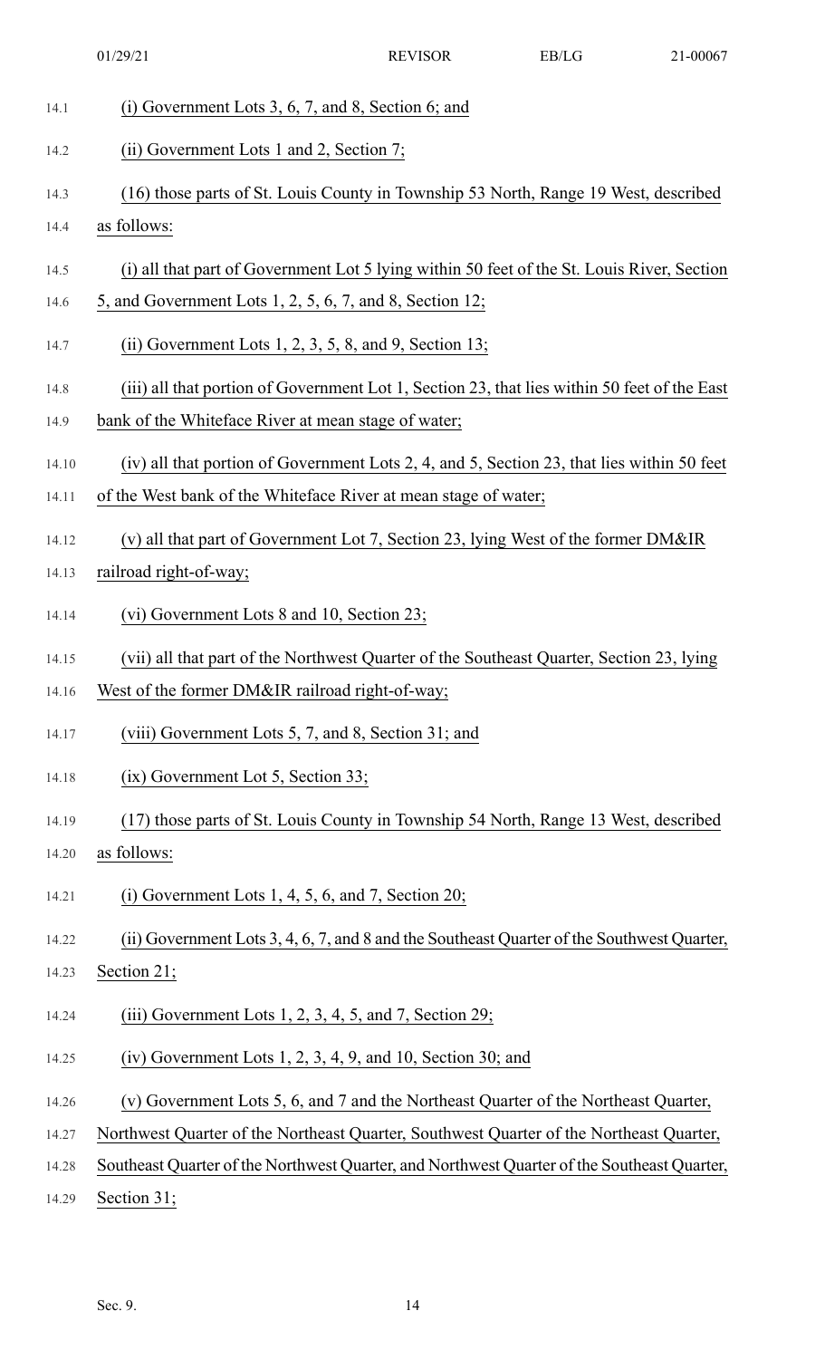(i) Government Lots 3, 6, 7, and 8, Section 6; and

(ii) Government Lots 1 and 2, Section 7;

(16) those parts of St. Louis County in Township 53 North, Range 19 West, described as follows:

(i) all that part of Government Lot 5 lying within 50 feet of the St. Louis River, Section 5, and Government Lots 1, 2, 5, 6, 7, and 8, Section 12;

(ii) Government Lots 1, 2, 3, 5, 8, and 9, Section 13;

(iii) all that portion of Government Lot 1, Section 23, that lies within 50 feet of the East bank of the Whiteface River at mean stage of water;

(iv) all that portion of Government Lots 2, 4, and 5, Section 23, that lies within 50 feet of the West bank of the Whiteface River at mean stage of water;

(v) all that part of Government Lot 7, Section 23, lying West of the former DM&IR railroad right-of-way;

(vi) Government Lots 8 and 10, Section 23;

(vii) all that part of the Northwest Quarter of the Southeast Quarter, Section 23, lying West of the former DM&IR railroad right-of-way;

(viii) Government Lots 5, 7, and 8, Section 31; and

(ix) Government Lot 5, Section 33;

(17) those parts of St. Louis County in Township 54 North, Range 13 West, described as follows:

(i) Government Lots 1, 4, 5, 6, and 7, Section 20;

(ii) Government Lots 3, 4, 6, 7, and 8 and the Southeast Quarter of the Southwest Quarter, Section 21;

(iii) Government Lots 1, 2, 3, 4, 5, and 7, Section 29;

(iv) Government Lots 1, 2, 3, 4, 9, and 10, Section 30; and

(v) Government Lots 5, 6, and 7 and the Northeast Quarter of the Northeast Quarter, Northwest Quarter of the Northeast Quarter, Southwest Quarter of the Northeast Quarter, Southeast Quarter of the Northwest Quarter, and Northwest Quarter of the Southeast Quarter, Section 31;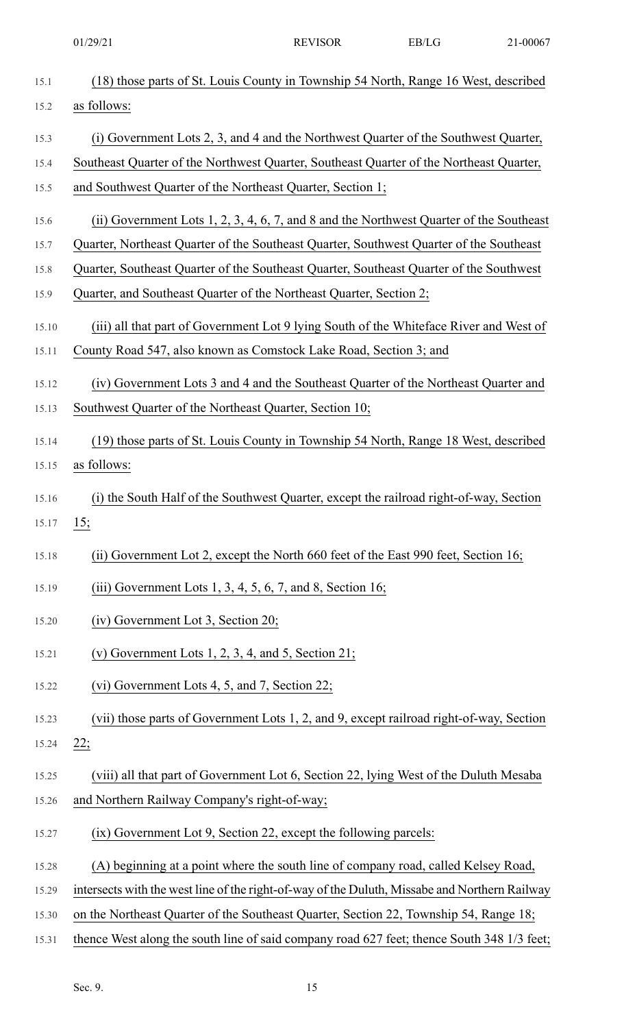(18) those parts of St. Louis County in Township 54 North, Range 16 West, described as follows:

(i) Government Lots 2, 3, and 4 and the Northwest Quarter of the Southwest Quarter, Southeast Quarter of the Northwest Quarter, Southeast Quarter of the Northeast Quarter, and Southwest Quarter of the Northeast Quarter, Section 1;

(ii) Government Lots 1, 2, 3, 4, 6, 7, and 8 and the Northwest Quarter of the Southeast Quarter, Northeast Quarter of the Southeast Quarter, Southwest Quarter of the Southeast Quarter, Southeast Quarter of the Southeast Quarter, Southeast Quarter of the Southwest Quarter, and Southeast Quarter of the Northeast Quarter, Section 2;

(iii) all that part of Government Lot 9 lying South of the Whiteface River and West of County Road 547, also known as Comstock Lake Road, Section 3; and

(iv) Government Lots 3 and 4 and the Southeast Quarter of the Northeast Quarter and Southwest Quarter of the Northeast Quarter, Section 10;

(19) those parts of St. Louis County in Township 54 North, Range 18 West, described as follows:

(i) the South Half of the Southwest Quarter, except the railroad right-of-way, Section 15;

(ii) Government Lot 2, except the North 660 feet of the East 990 feet, Section 16;

(iii) Government Lots 1, 3, 4, 5, 6, 7, and 8, Section 16;

(iv) Government Lot 3, Section 20;

(v) Government Lots 1, 2, 3, 4, and 5, Section 21;

(vi) Government Lots 4, 5, and 7, Section 22;

(vii) those parts of Government Lots 1, 2, and 9, except railroad right-of-way, Section 22;

(viii) all that part of Government Lot 6, Section 22, lying West of the Duluth Mesaba and Northern Railway Company's right-of-way;

(ix) Government Lot 9, Section 22, except the following parcels:

(A) beginning at a point where the south line of company road, called Kelsey Road, intersects with the west line of the right-of-way of the Duluth, Missabe and Northern Railway on the Northeast Quarter of the Southeast Quarter, Section 22, Township 54, Range 18; thence West along the south line of said company road 627 feet; thence South 348 1/3 feet;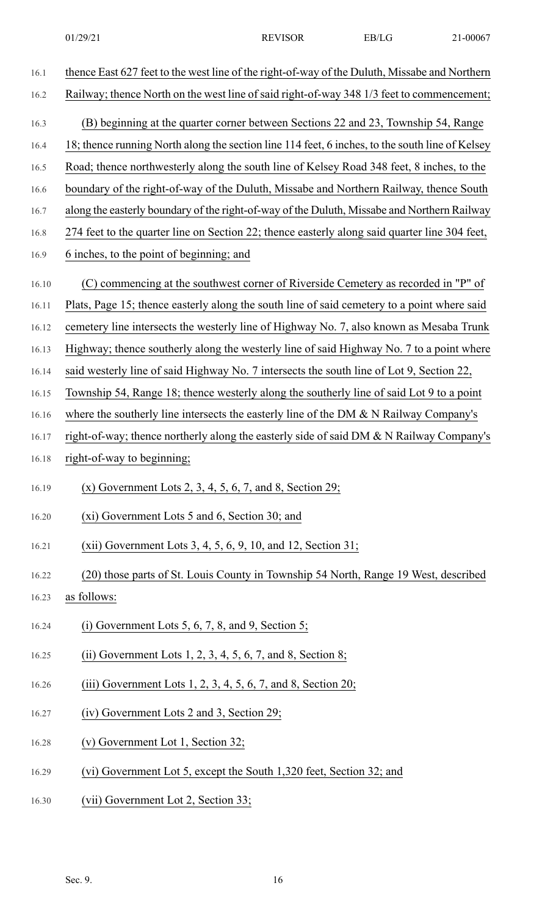thence East 627 feet to the west line of the right-of-way of the Duluth, Missabe and Northern Railway; thence North on the west line of said right-of-way 348 1/3 feet to commencement;

(B) beginning at the quarter corner between Sections 22 and 23, Township 54, Range 18; thence running North along the section line 114 feet, 6 inches, to the south line of Kelsey Road; thence northwesterly along the south line of Kelsey Road 348 feet, 8 inches, to the boundary of the right-of-way of the Duluth, Missabe and Northern Railway, thence South along the easterly boundary of the right-of-way of the Duluth, Missabe and Northern Railway 274 feet to the quarter line on Section 22; thence easterly along said quarter line 304 feet, 6 inches, to the point of beginning; and

(C) commencing at the southwest corner of Riverside Cemetery as recorded in "P" of Plats, Page 15; thence easterly along the south line of said cemetery to a point where said cemetery line intersects the westerly line of Highway No. 7, also known as Mesaba Trunk Highway; thence southerly along the westerly line of said Highway No. 7 to a point where said westerly line of said Highway No. 7 intersects the south line of Lot 9, Section 22, Township 54, Range 18; thence westerly along the southerly line of said Lot 9 to a point where the southerly line intersects the easterly line of the DM & N Railway Company's right-of-way; thence northerly along the easterly side of said DM & N Railway Company's right-of-way to beginning;

(x) Government Lots 2, 3, 4, 5, 6, 7, and 8, Section 29;

(xi) Government Lots 5 and 6, Section 30; and

(xii) Government Lots 3, 4, 5, 6, 9, 10, and 12, Section 31;

(20) those parts of St. Louis County in Township 54 North, Range 19 West, described as follows:

(i) Government Lots 5, 6, 7, 8, and 9, Section 5;

(ii) Government Lots 1, 2, 3, 4, 5, 6, 7, and 8, Section 8;

(iii) Government Lots 1, 2, 3, 4, 5, 6, 7, and 8, Section 20;

(iv) Government Lots 2 and 3, Section 29;

(v) Government Lot 1, Section 32;

(vi) Government Lot 5, except the South 1,320 feet, Section 32; and

(vii) Government Lot 2, Section 33;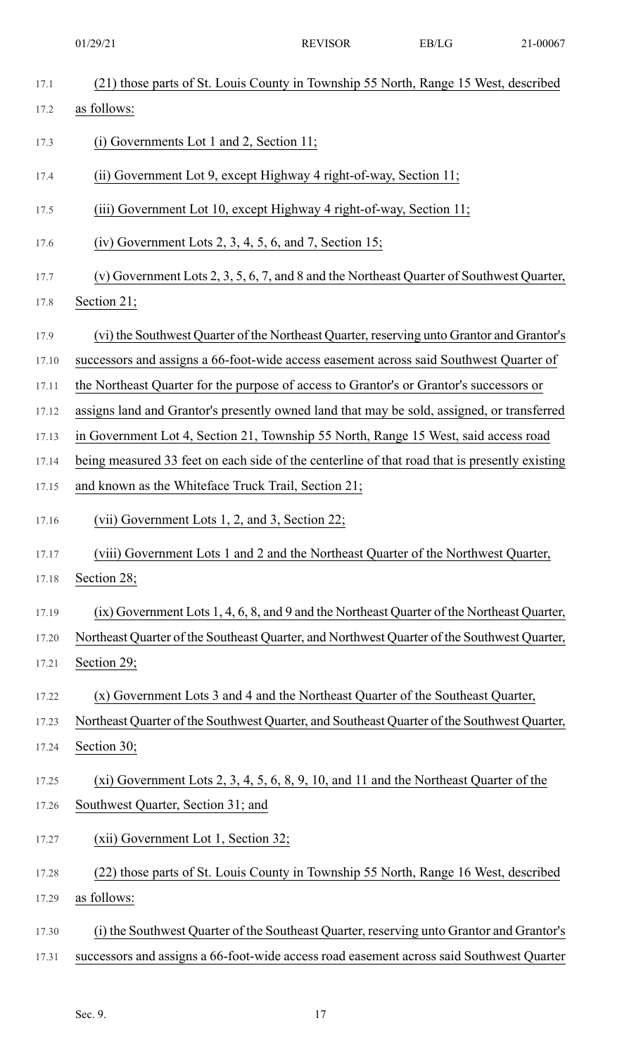(21) those parts of St. Louis County in Township 55 North, Range 15 West, described as follows:

(i) Governments Lot 1 and 2, Section 11;

(ii) Government Lot 9, except Highway 4 right-of-way, Section 11;

(iii) Government Lot 10, except Highway 4 right-of-way, Section 11;

(iv) Government Lots 2, 3, 4, 5, 6, and 7, Section 15;

(v) Government Lots 2, 3, 5, 6, 7, and 8 and the Northeast Quarter of Southwest Quarter, Section 21;

(vi) the Southwest Quarter of the Northeast Quarter, reserving unto Grantor and Grantor's successors and assigns a 66-foot-wide access easement across said Southwest Quarter of the Northeast Quarter for the purpose of access to Grantor's or Grantor's successors or assigns land and Grantor's presently owned land that may be sold, assigned, or transferred in Government Lot 4, Section 21, Township 55 North, Range 15 West, said access road being measured 33 feet on each side of the centerline of that road that is presently existing and known as the Whiteface Truck Trail, Section 21;

(vii) Government Lots 1, 2, and 3, Section 22;

(viii) Government Lots 1 and 2 and the Northeast Quarter of the Northwest Quarter, Section 28;

(ix) Government Lots 1, 4, 6, 8, and 9 and the Northeast Quarter of the Northeast Quarter, Northeast Quarter of the Southeast Quarter, and Northwest Quarter of the Southwest Quarter, Section 29;

(x) Government Lots 3 and 4 and the Northeast Quarter of the Southeast Quarter, Northeast Quarter of the Southwest Quarter, and Southeast Quarter of the Southwest Quarter, Section 30;

(xi) Government Lots 2, 3, 4, 5, 6, 8, 9, 10, and 11 and the Northeast Quarter of the Southwest Quarter, Section 31; and

(xii) Government Lot 1, Section 32;

(22) those parts of St. Louis County in Township 55 North, Range 16 West, described as follows:

(i) the Southwest Quarter of the Southeast Quarter, reserving unto Grantor and Grantor's successors and assigns a 66-foot-wide access road easement across said Southwest Quarter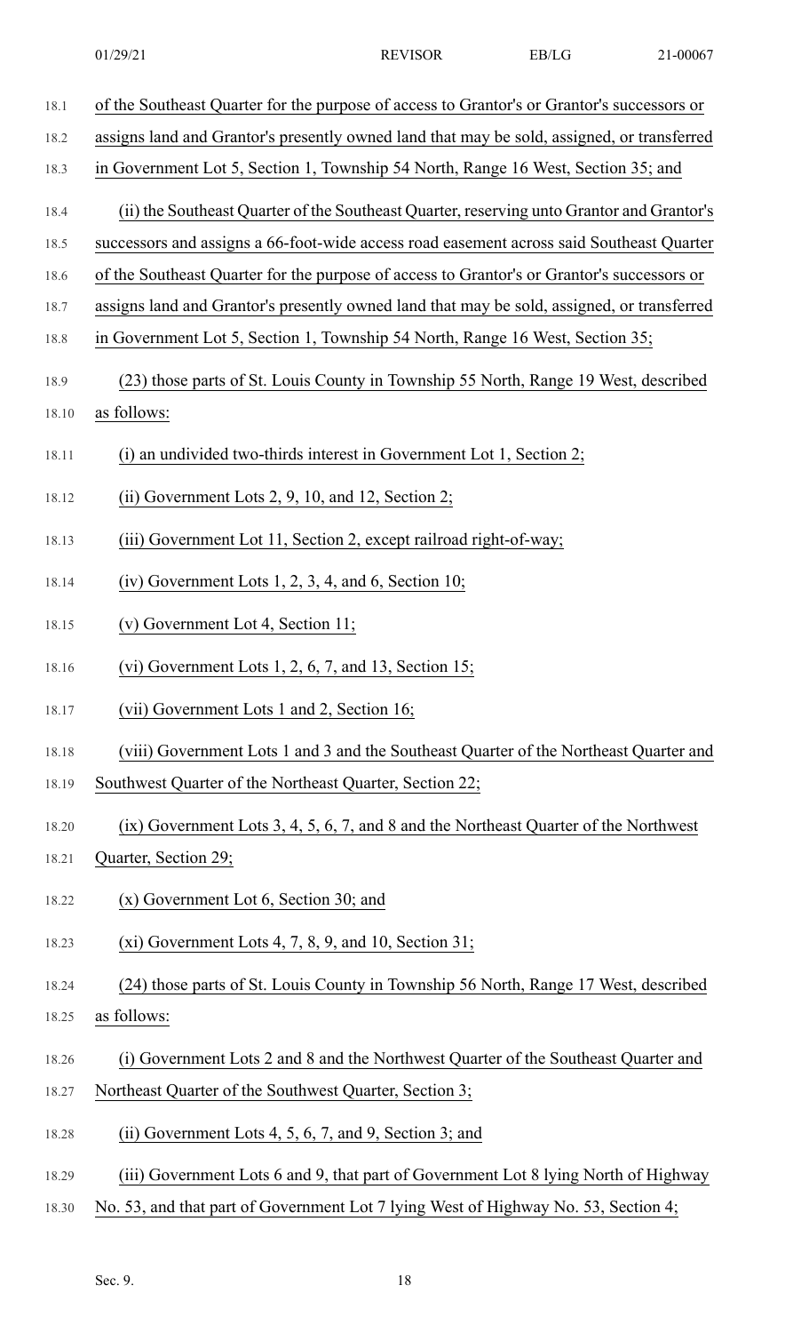of the Southeast Quarter for the purpose of access to Grantor's or Grantor's successors or assigns land and Grantor's presently owned land that may be sold, assigned, or transferred in Government Lot 5, Section 1, Township 54 North, Range 16 West, Section 35; and

(ii) the Southeast Quarter of the Southeast Quarter, reserving unto Grantor and Grantor's successors and assigns a 66-foot-wide access road easement across said Southeast Quarter of the Southeast Quarter for the purpose of access to Grantor's or Grantor's successors or assigns land and Grantor's presently owned land that may be sold, assigned, or transferred in Government Lot 5, Section 1, Township 54 North, Range 16 West, Section 35;

(23) those parts of St. Louis County in Township 55 North, Range 19 West, described as follows:

(i) an undivided two-thirds interest in Government Lot 1, Section 2;

(ii) Government Lots 2, 9, 10, and 12, Section 2;

(iii) Government Lot 11, Section 2, except railroad right-of-way;

(iv) Government Lots 1, 2, 3, 4, and 6, Section 10;

(v) Government Lot 4, Section 11;

(vi) Government Lots 1, 2, 6, 7, and 13, Section 15;

(vii) Government Lots 1 and 2, Section 16;

(viii) Government Lots 1 and 3 and the Southeast Quarter of the Northeast Quarter and Southwest Quarter of the Northeast Quarter, Section 22;

(ix) Government Lots 3, 4, 5, 6, 7, and 8 and the Northeast Quarter of the Northwest Quarter, Section 29;

(x) Government Lot 6, Section 30; and

(xi) Government Lots 4, 7, 8, 9, and 10, Section 31;

(24) those parts of St. Louis County in Township 56 North, Range 17 West, described as follows:

(i) Government Lots 2 and 8 and the Northwest Quarter of the Southeast Quarter and Northeast Quarter of the Southwest Quarter, Section 3;

(ii) Government Lots 4, 5, 6, 7, and 9, Section 3; and

(iii) Government Lots 6 and 9, that part of Government Lot 8 lying North of Highway No. 53, and that part of Government Lot 7 lying West of Highway No. 53, Section 4;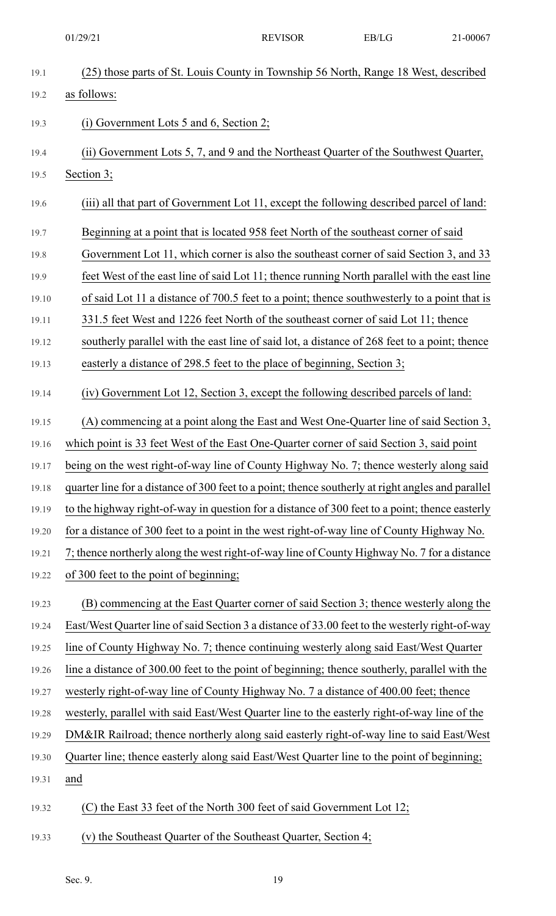(25) those parts of St. Louis County in Township 56 North, Range 18 West, described as follows:

(i) Government Lots 5 and 6, Section 2;

(ii) Government Lots 5, 7, and 9 and the Northeast Quarter of the Southwest Quarter, Section 3;

(iii) all that part of Government Lot 11, except the following described parcel of land:

Beginning at a point that is located 958 feet North of the southeast corner of said Government Lot 11, which corner is also the southeast corner of said Section 3, and 33 feet West of the east line of said Lot 11; thence running North parallel with the east line of said Lot 11 a distance of 700.5 feet to a point; thence southwesterly to a point that is 331.5 feet West and 1226 feet North of the southeast corner of said Lot 11; thence southerly parallel with the east line of said lot, a distance of 268 feet to a point; thence easterly a distance of 298.5 feet to the place of beginning, Section 3;

(iv) Government Lot 12, Section 3, except the following described parcels of land:

(A) commencing at a point along the East and West One-Quarter line of said Section 3, which point is 33 feet West of the East One-Quarter corner of said Section 3, said point being on the west right-of-way line of County Highway No. 7; thence westerly along said quarter line for a distance of 300 feet to a point; thence southerly at right angles and parallel to the highway right-of-way in question for a distance of 300 feet to a point; thence easterly for a distance of 300 feet to a point in the west right-of-way line of County Highway No. 7; thence northerly along the west right-of-way line of County Highway No. 7 for a distance of 300 feet to the point of beginning;

(B) commencing at the East Quarter corner of said Section 3; thence westerly along the East/West Quarter line of said Section 3 a distance of 33.00 feet to the westerly right-of-way line of County Highway No. 7; thence continuing westerly along said East/West Quarter line a distance of 300.00 feet to the point of beginning; thence southerly, parallel with the westerly right-of-way line of County Highway No. 7 a distance of 400.00 feet; thence westerly, parallel with said East/West Quarter line to the easterly right-of-way line of the DM&IR Railroad; thence northerly along said easterly right-of-way line to said East/West Quarter line; thence easterly along said East/West Quarter line to the point of beginning; and

(C) the East 33 feet of the North 300 feet of said Government Lot 12;

(v) the Southeast Quarter of the Southeast Quarter, Section 4;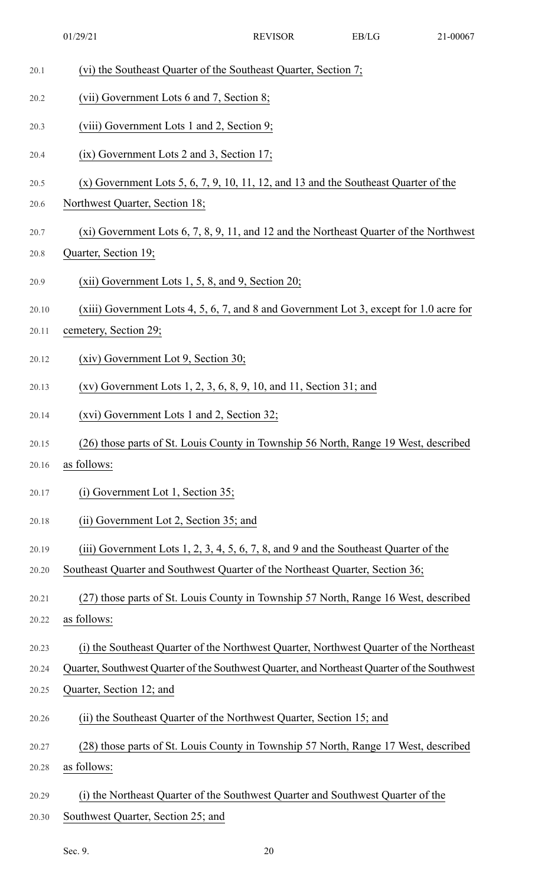(vi) the Southeast Quarter of the Southeast Quarter, Section 7;

(vii) Government Lots 6 and 7, Section 8;

(viii) Government Lots 1 and 2, Section 9;

(ix) Government Lots 2 and 3, Section 17;

(x) Government Lots 5, 6, 7, 9, 10, 11, 12, and 13 and the Southeast Quarter of the Northwest Quarter, Section 18;

(xi) Government Lots 6, 7, 8, 9, 11, and 12 and the Northeast Quarter of the Northwest Quarter, Section 19;

(xii) Government Lots 1, 5, 8, and 9, Section 20;

(xiii) Government Lots 4, 5, 6, 7, and 8 and Government Lot 3, except for 1.0 acre for cemetery, Section 29;

(xiv) Government Lot 9, Section 30;

(xv) Government Lots 1, 2, 3, 6, 8, 9, 10, and 11, Section 31; and

(xvi) Government Lots 1 and 2, Section 32;

(26) those parts of St. Louis County in Township 56 North, Range 19 West, described as follows:

(i) Government Lot 1, Section 35;

(ii) Government Lot 2, Section 35; and

(iii) Government Lots 1, 2, 3, 4, 5, 6, 7, 8, and 9 and the Southeast Quarter of the Southeast Quarter and Southwest Quarter of the Northeast Quarter, Section 36;

(27) those parts of St. Louis County in Township 57 North, Range 16 West, described as follows:

(i) the Southeast Quarter of the Northwest Quarter, Northwest Quarter of the Northeast Quarter, Southwest Quarter of the Southwest Quarter, and Northeast Quarter of the Southwest Quarter, Section 12; and

(ii) the Southeast Quarter of the Northwest Quarter, Section 15; and

(28) those parts of St. Louis County in Township 57 North, Range 17 West, described as follows:

(i) the Northeast Quarter of the Southwest Quarter and Southwest Quarter of the Southwest Quarter, Section 25; and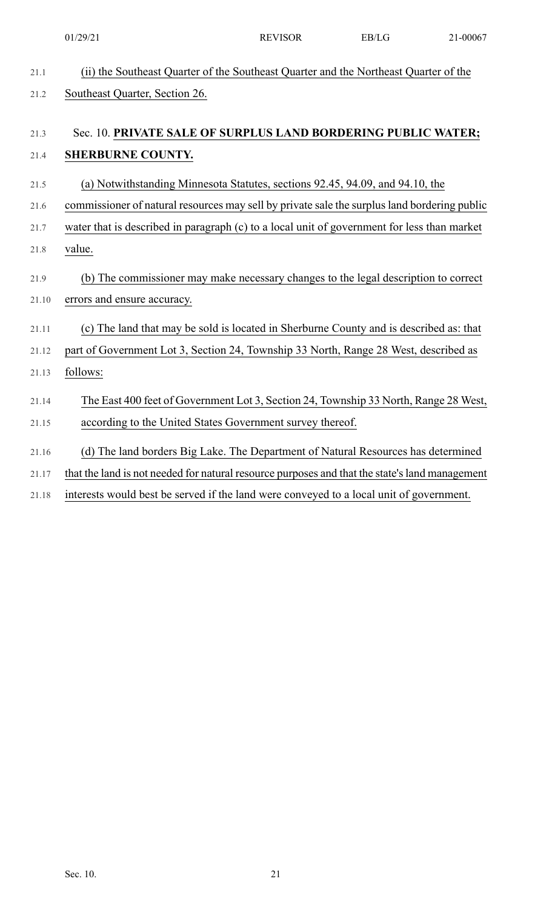(ii) the Southeast Quarter of the Southeast Quarter and the Northeast Quarter of the Southeast Quarter, Section 26.

Sec. 10. **PRIVATE SALE OF SURPLUS LAND BORDERING PUBLIC WATER; SHERBURNE COUNTY.**

(a) Notwithstanding Minnesota Statutes, sections 92.45, 94.09, and 94.10, the commissioner of natural resources may sell by private sale the surplus land bordering public water that is described in paragraph (c) to a local unit of government for less than market value.

(b) The commissioner may make necessary changes to the legal description to correct errors and ensure accuracy.

(c) The land that may be sold is located in Sherburne County and is described as: that part of Government Lot 3, Section 24, Township 33 North, Range 28 West, described as follows:

The East 400 feet of Government Lot 3, Section 24, Township 33 North, Range 28 West, according to the United States Government survey thereof.

(d) The land borders Big Lake. The Department of Natural Resources has determined that the land is not needed for natural resource purposes and that the state's land management interests would best be served if the land were conveyed to a local unit of government.